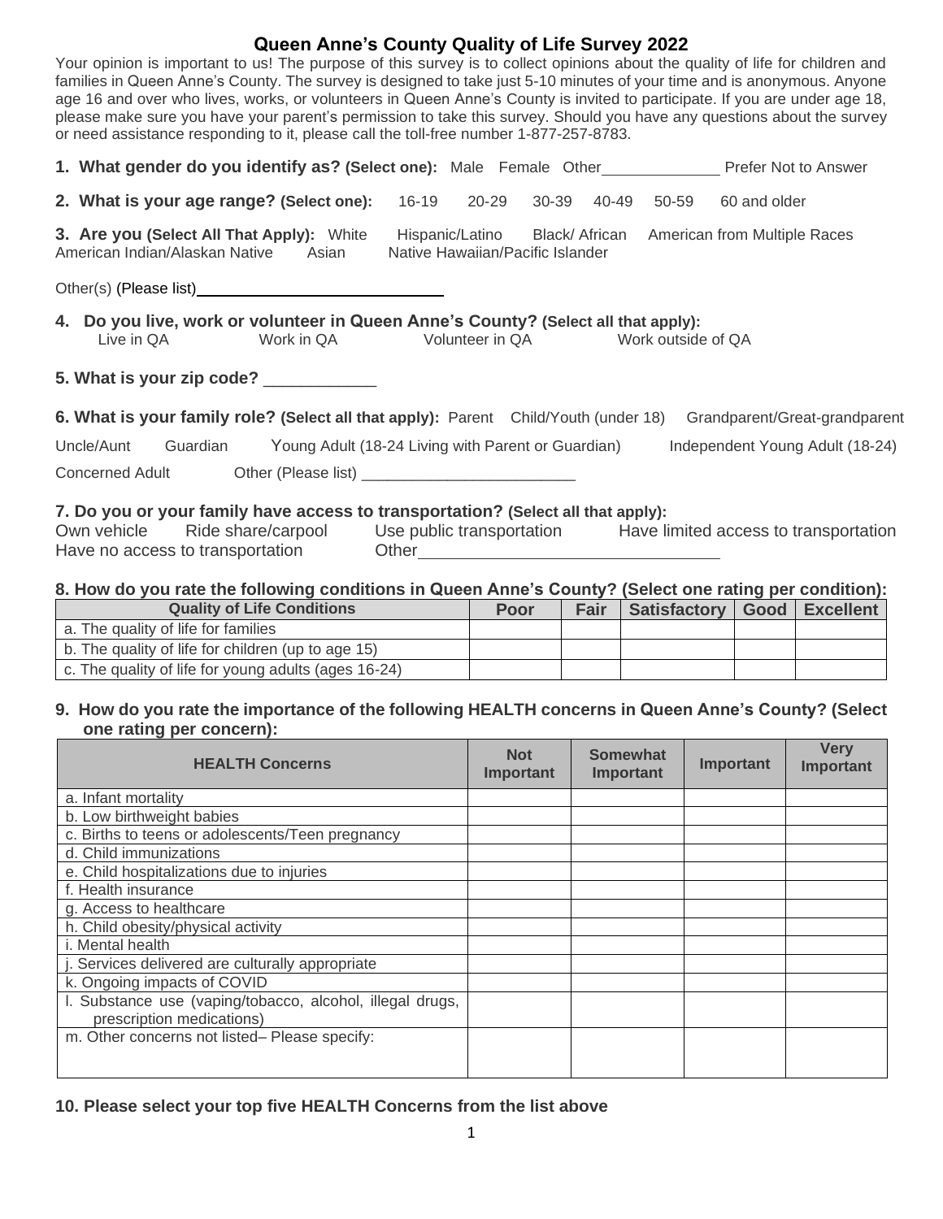# Queen Anne's County Quality of Life Survey 2022

Your opinion is important to us! The purpose of this survey is to collect opinions about the quality of life for children and families in Queen Anne's County. The survey is designed to take just 5-10 minutes of your time and is anonymous. Anyone age 16 and over who lives, works, or volunteers in Queen Anne's County is invited to participate. If you are under age 18, please make sure you have your parent's permission to take this survey. Should you have any questions about the survey or need assistance responding to it, please call the toll-free number 1-877-257-8783.

**1. What gender do you identify as? (Select one):** Male Female Other______________ Prefer Not to Answer

**2. What is your age range? (Select one):** 16-19 20-29 30-39 40-49 50-59 60 and older

**3. Are you (Select All That Apply):** White Hispanic/Latino Black/ African American from Multiple Races American Indian/Alaskan Native Asian Native Hawaiian/Pacific Islander

Other(s) (Please list)____________________________

**4. Do you live, work or volunteer in Queen Anne's County? (Select all that apply):**
Live in QA Work in QA Volunteer in QA Work outside of QA

**5. What is your zip code?** ____________

**6. What is your family role? (Select all that apply):** Parent Child/Youth (under 18) Grandparent/Great-grandparent

Uncle/Aunt Guardian Young Adult (18-24 Living with Parent or Guardian) Independent Young Adult (18-24)

Concerned Adult Other (Please list) _________________________

**7. Do you or your family have access to transportation? (Select all that apply):**
Own vehicle Ride share/carpool Use public transportation Have limited access to transportation
Have no access to transportation Other_________________________________

**8. How do you rate the following conditions in Queen Anne's County? (Select one rating per condition):**

| Quality of Life Conditions | Poor | Fair | Satisfactory | Good | Excellent |
|---|---|---|---|---|---|
| a. The quality of life for families | | | | | |
| b. The quality of life for children (up to age 15) | | | | | |
| c. The quality of life for young adults (ages 16-24) | | | | | |

**9. How do you rate the importance of the following HEALTH concerns in Queen Anne's County? (Select one rating per concern):**

| HEALTH Concerns | Not Important | Somewhat Important | Important | Very Important |
|---|---|---|---|---|
| a. Infant mortality | | | | |
| b. Low birthweight babies | | | | |
| c. Births to teens or adolescents/Teen pregnancy | | | | |
| d. Child immunizations | | | | |
| e. Child hospitalizations due to injuries | | | | |
| f. Health insurance | | | | |
| g. Access to healthcare | | | | |
| h. Child obesity/physical activity | | | | |
| i. Mental health | | | | |
| j. Services delivered are culturally appropriate | | | | |
| k. Ongoing impacts of COVID | | | | |
| l. Substance use (vaping/tobacco, alcohol, illegal drugs, prescription medications) | | | | |
| m. Other concerns not listed– Please specify: | | | | |

**10. Please select your top five HEALTH Concerns from the list above**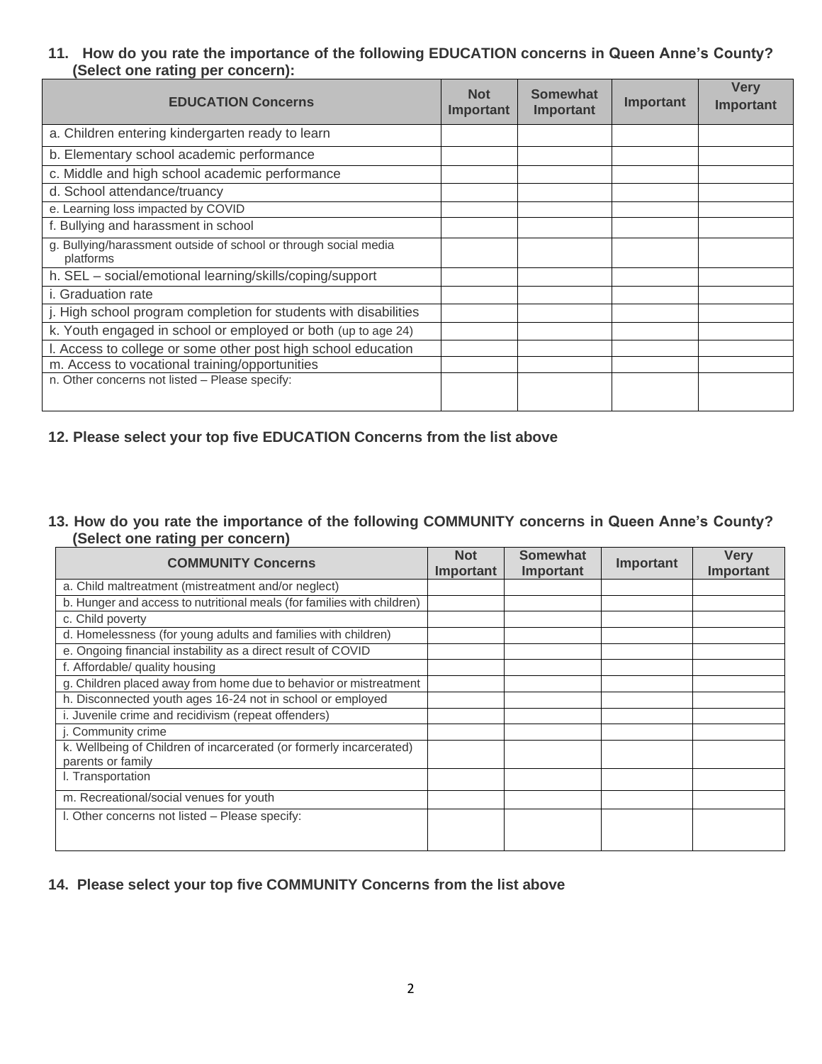**11. How do you rate the importance of the following EDUCATION concerns in Queen Anne's County? (Select one rating per concern):**

| EDUCATION Concerns | Not Important | Somewhat Important | Important | Very Important |
|---|---|---|---|---|
| a. Children entering kindergarten ready to learn | | | | |
| b. Elementary school academic performance | | | | |
| c. Middle and high school academic performance | | | | |
| d. School attendance/truancy | | | | |
| e. Learning loss impacted by COVID | | | | |
| f. Bullying and harassment in school | | | | |
| g. Bullying/harassment outside of school or through social media platforms | | | | |
| h. SEL – social/emotional learning/skills/coping/support | | | | |
| i. Graduation rate | | | | |
| j. High school program completion for students with disabilities | | | | |
| k. Youth engaged in school or employed or both (up to age 24) | | | | |
| l. Access to college or some other post high school education | | | | |
| m. Access to vocational training/opportunities | | | | |
| n. Other concerns not listed – Please specify: | | | | |

**12. Please select your top five EDUCATION Concerns from the list above**

**13. How do you rate the importance of the following COMMUNITY concerns in Queen Anne's County? (Select one rating per concern)**

| COMMUNITY Concerns | Not Important | Somewhat Important | Important | Very Important |
|---|---|---|---|---|
| a. Child maltreatment (mistreatment and/or neglect) | | | | |
| b. Hunger and access to nutritional meals (for families with children) | | | | |
| c. Child poverty | | | | |
| d. Homelessness (for young adults and families with children) | | | | |
| e. Ongoing financial instability as a direct result of COVID | | | | |
| f. Affordable/ quality housing | | | | |
| g. Children placed away from home due to behavior or mistreatment | | | | |
| h. Disconnected youth ages 16-24 not in school or employed | | | | |
| i. Juvenile crime and recidivism (repeat offenders) | | | | |
| j. Community crime | | | | |
| k. Wellbeing of Children of incarcerated (or formerly incarcerated) parents or family | | | | |
| l. Transportation | | | | |
| m. Recreational/social venues for youth | | | | |
| l. Other concerns not listed – Please specify: | | | | |

**14. Please select your top five COMMUNITY Concerns from the list above**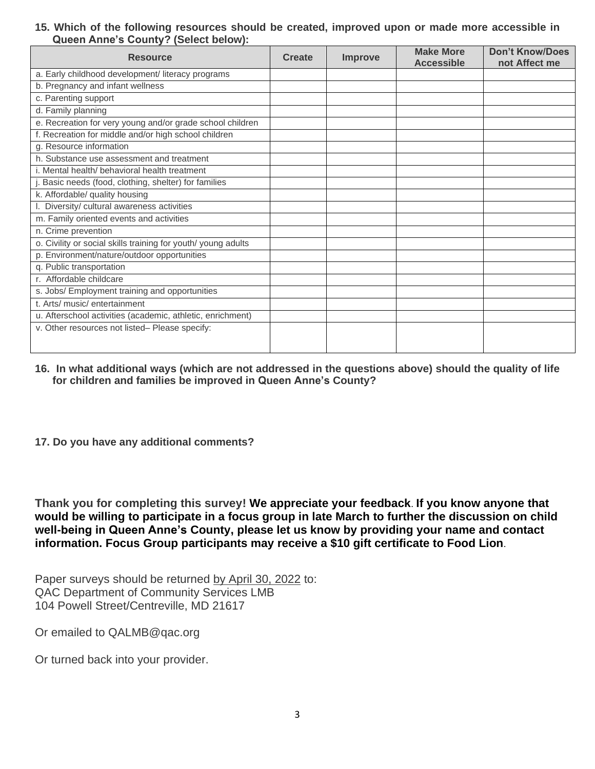**15. Which of the following resources should be created, improved upon or made more accessible in Queen Anne's County? (Select below):**

| Resource | Create | Improve | Make More Accessible | Don't Know/Does not Affect me |
|---|---|---|---|---|
| a. Early childhood development/ literacy programs | | | | |
| b. Pregnancy and infant wellness | | | | |
| c. Parenting support | | | | |
| d. Family planning | | | | |
| e. Recreation for very young and/or grade school children | | | | |
| f. Recreation for middle and/or high school children | | | | |
| g. Resource information | | | | |
| h. Substance use assessment and treatment | | | | |
| i. Mental health/ behavioral health treatment | | | | |
| j. Basic needs (food, clothing, shelter) for families | | | | |
| k. Affordable/ quality housing | | | | |
| l. Diversity/ cultural awareness activities | | | | |
| m. Family oriented events and activities | | | | |
| n. Crime prevention | | | | |
| o. Civility or social skills training for youth/ young adults | | | | |
| p. Environment/nature/outdoor opportunities | | | | |
| q. Public transportation | | | | |
| r. Affordable childcare | | | | |
| s. Jobs/ Employment training and opportunities | | | | |
| t. Arts/ music/ entertainment | | | | |
| u. Afterschool activities (academic, athletic, enrichment) | | | | |
| v. Other resources not listed– Please specify: | | | | |

**16. In what additional ways (which are not addressed in the questions above) should the quality of life for children and families be improved in Queen Anne's County?**

**17. Do you have any additional comments?**

**Thank you for completing this survey! We appreciate your feedback. If you know anyone that would be willing to participate in a focus group in late March to further the discussion on child well-being in Queen Anne's County, please let us know by providing your name and contact information. Focus Group participants may receive a $10 gift certificate to Food Lion.**

Paper surveys should be returned by April 30, 2022 to:
QAC Department of Community Services LMB
104 Powell Street/Centreville, MD 21617

Or emailed to QALMB@qac.org

Or turned back into your provider.